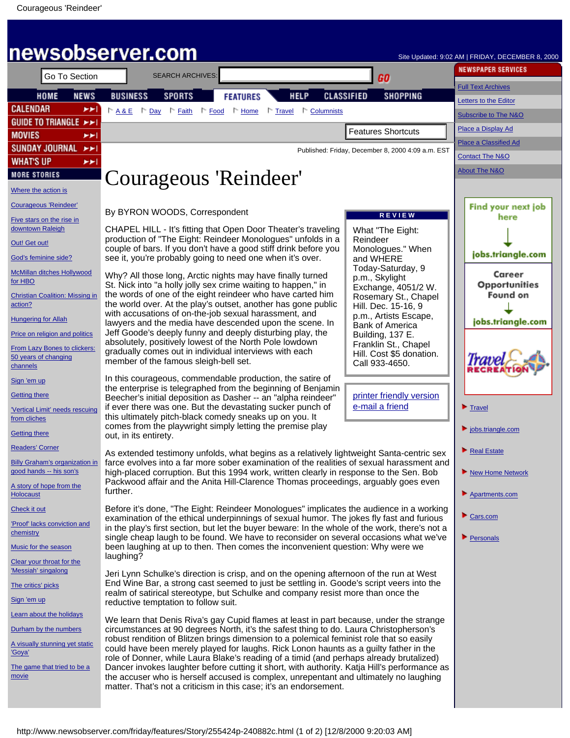Published: Friday, December 8, 2000 4:09 a.m. EST

# Courageous 'Reindeer'

By BYRON WOODS, Correspondent

**REVIEW**

What "The Eight: Reindeer Monologues." When and WHERE Today-Saturday, 9 p.m., Skylight Exchange, 4051/2 W. Rosemary St., Chapel Hill. Dec. 15-16, 9 p.m., Artists Escape, Bank of America Building, 137 E. Franklin St., Chapel Hill. Cost $5 donation. Call 933-4650.

CHAPEL HILL - It's fitting that Open Door Theater's traveling production of "The Eight: Reindeer Monologues" unfolds in a couple of bars. If you don't have a good stiff drink before you see it, you're probably going to need one when it's over.

Why? All those long, Arctic nights may have finally turned St. Nick into "a holly jolly sex crime waiting to happen," in the words of one of the eight reindeer who have carted him the world over. At the play's outset, another has gone public with accusations of on-the-job sexual harassment, and lawyers and the media have descended upon the scene. In Jeff Goode's deeply funny and deeply disturbing play, the absolutely, positively lowest of the North Pole lowdown gradually comes out in individual interviews with each member of the famous sleigh-bell set.

In this courageous, commendable production, the satire of the enterprise is telegraphed from the beginning of Benjamin Beecher's initial deposition as Dasher -- an "alpha reindeer" if ever there was one. But the devastating sucker punch of this ultimately pitch-black comedy sneaks up on you. It comes from the playwright simply letting the premise play out, in its entirety.

As extended testimony unfolds, what begins as a relatively lightweight Santa-centric sex farce evolves into a far more sober examination of the realities of sexual harassment and high-placed corruption. But this 1994 work, written clearly in response to the Sen. Bob Packwood affair and the Anita Hill-Clarence Thomas proceedings, arguably goes even further.

Before it's done, "The Eight: Reindeer Monologues" implicates the audience in a working examination of the ethical underpinnings of sexual humor. The jokes fly fast and furious in the play's first section, but let the buyer beware: In the whole of the work, there's not a single cheap laugh to be found. We have to reconsider on several occasions what we've been laughing at up to then. Then comes the inconvenient question: Why were we laughing?

Jeri Lynn Schulke's direction is crisp, and on the opening afternoon of the run at West End Wine Bar, a strong cast seemed to just be settling in. Goode's script veers into the realm of satirical stereotype, but Schulke and company resist more than once the reductive temptation to follow suit.

We learn that Denis Riva's gay Cupid flames at least in part because, under the strange circumstances at 90 degrees North, it's the safest thing to do. Laura Christopherson's robust rendition of Blitzen brings dimension to a polemical feminist role that so easily could have been merely played for laughs. Rick Lonon haunts as a guilty father in the role of Donner, while Laura Blake's reading of a timid (and perhaps already brutalized) Dancer invokes laughter before cutting it short, with authority. Katja Hill's performance as the accuser who is herself accused is complex, unrepentant and ultimately no laughing matter. That's not a criticism in this case; it's an endorsement.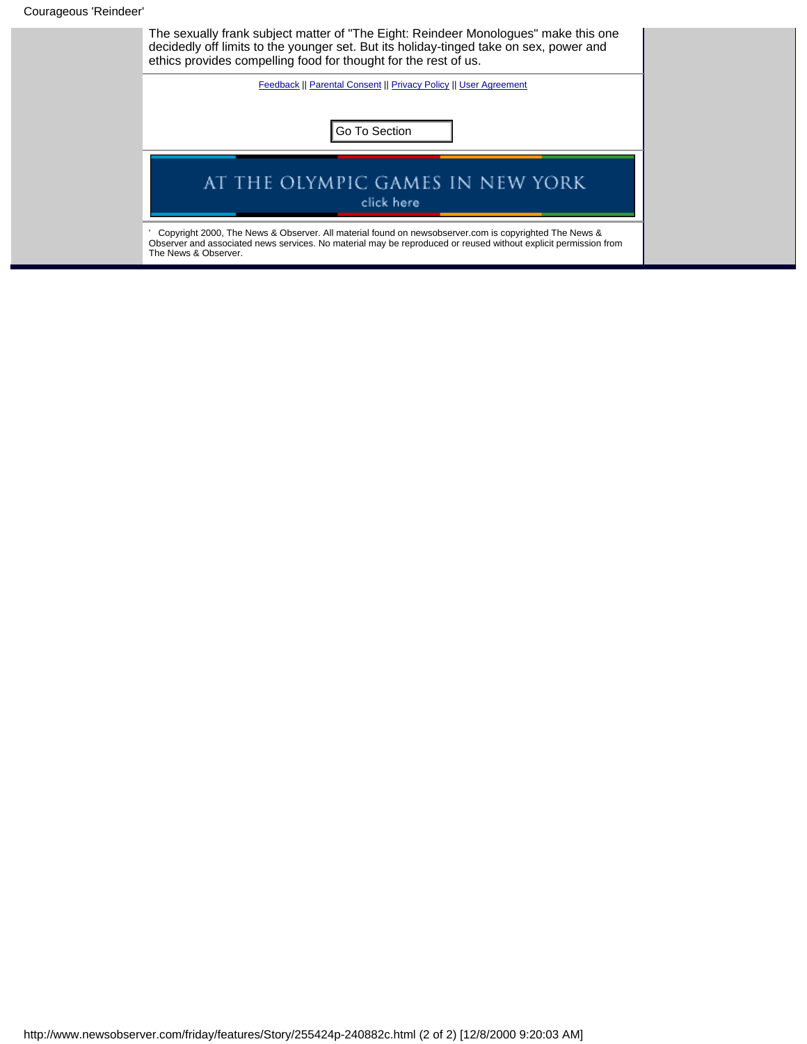The sexually frank subject matter of "The Eight: Reindeer Monologues" make this one decidedly off limits to the younger set. But its holiday-tinged take on sex, power and ethics provides compelling food for thought for the rest of us.

Feedback || Parental Consent || Privacy Policy || User Agreement

Go To Section

AT THE OLYMPIC GAMES IN NEW YORK
click here

' Copyright 2000, The News & Observer. All material found on newsobserver.com is copyrighted The News & Observer and associated news services. No material may be reproduced or reused without explicit permission from The News & Observer.